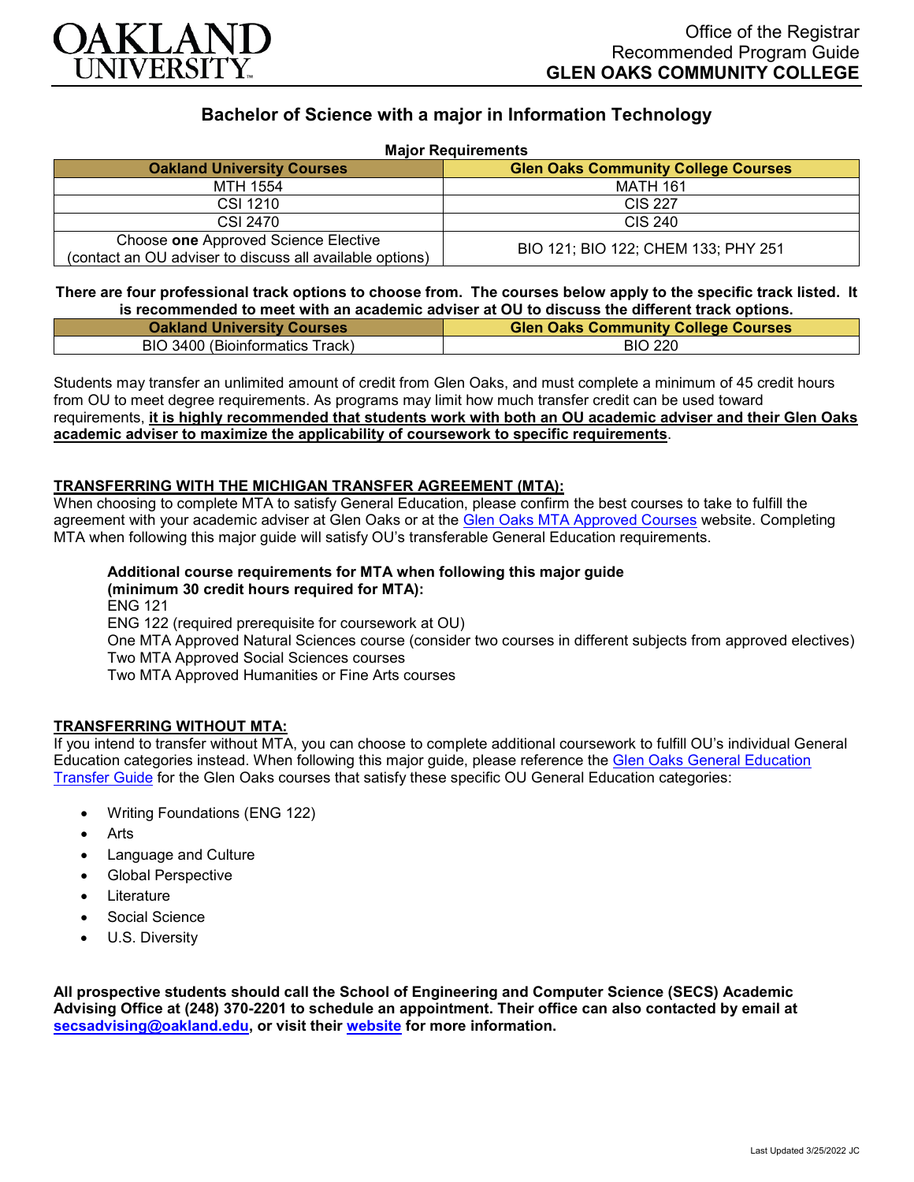Office of the Registrar
Recommended Program Guide
**GLEN OAKS COMMUNITY COLLEGE**

# Bachelor of Science with a major in Information Technology

**Major Requirements**

| Oakland University Courses | Glen Oaks Community College Courses |
|---|---|
| MTH 1554 | MATH 161 |
| CSI 1210 | CIS 227 |
| CSI 2470 | CIS 240 |
| Choose **one** Approved Science Elective (contact an OU adviser to discuss all available options) | BIO 121; BIO 122; CHEM 133; PHY 251 |

**There are four professional track options to choose from. The courses below apply to the specific track listed. It is recommended to meet with an academic adviser at OU to discuss the different track options.**

| Oakland University Courses | Glen Oaks Community College Courses |
|---|---|
| BIO 3400 (Bioinformatics Track) | BIO 220 |

Students may transfer an unlimited amount of credit from Glen Oaks, and must complete a minimum of 45 credit hours from OU to meet degree requirements. As programs may limit how much transfer credit can be used toward requirements, **it is highly recommended that students work with both an OU academic adviser and their Glen Oaks academic adviser to maximize the applicability of coursework to specific requirements**.

## TRANSFERRING WITH THE MICHIGAN TRANSFER AGREEMENT (MTA):

When choosing to complete MTA to satisfy General Education, please confirm the best courses to take to fulfill the agreement with your academic adviser at Glen Oaks or at the Glen Oaks MTA Approved Courses website. Completing MTA when following this major guide will satisfy OU's transferable General Education requirements.

**Additional course requirements for MTA when following this major guide (minimum 30 credit hours required for MTA):**
ENG 121
ENG 122 (required prerequisite for coursework at OU)
One MTA Approved Natural Sciences course (consider two courses in different subjects from approved electives)
Two MTA Approved Social Sciences courses
Two MTA Approved Humanities or Fine Arts courses

## TRANSFERRING WITHOUT MTA:

If you intend to transfer without MTA, you can choose to complete additional coursework to fulfill OU's individual General Education categories instead. When following this major guide, please reference the Glen Oaks General Education Transfer Guide for the Glen Oaks courses that satisfy these specific OU General Education categories:

- Writing Foundations (ENG 122)
- Arts
- Language and Culture
- Global Perspective
- Literature
- Social Science
- U.S. Diversity

**All prospective students should call the School of Engineering and Computer Science (SECS) Academic Advising Office at (248) 370-2201 to schedule an appointment. Their office can also contacted by email at secsadvising@oakland.edu, or visit their website for more information.**

Last Updated 3/25/2022 JC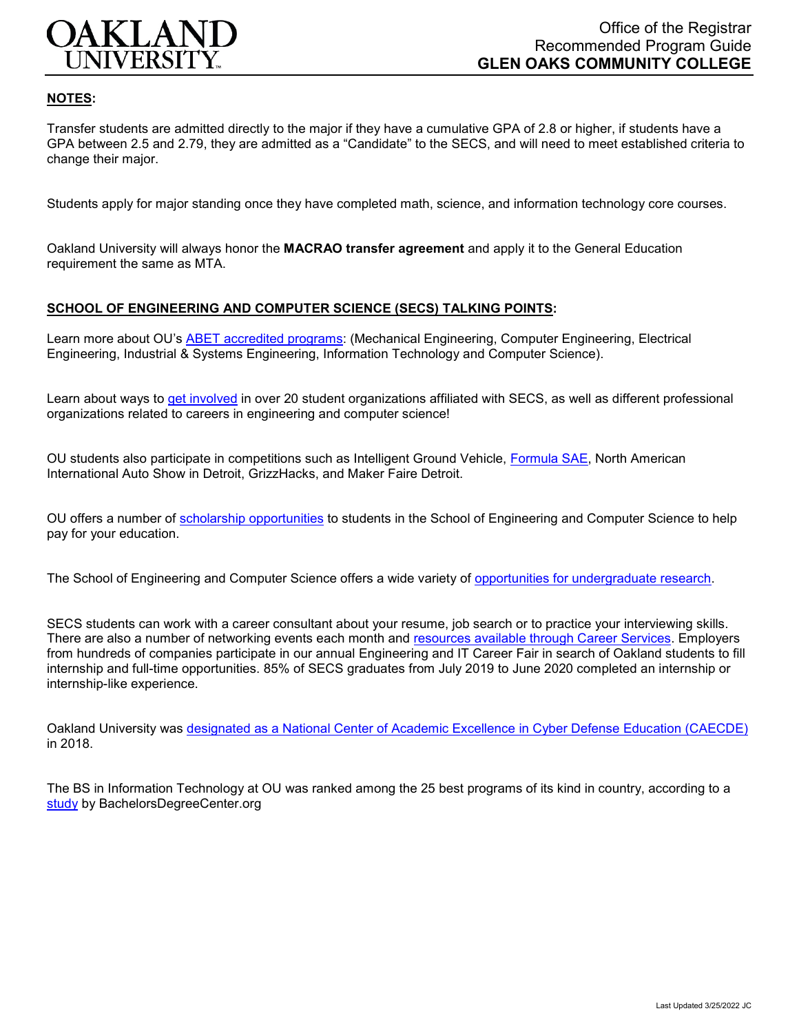**NOTES:**

Transfer students are admitted directly to the major if they have a cumulative GPA of 2.8 or higher, if students have a GPA between 2.5 and 2.79, they are admitted as a "Candidate" to the SECS, and will need to meet established criteria to change their major.

Students apply for major standing once they have completed math, science, and information technology core courses.

Oakland University will always honor the **MACRAO transfer agreement** and apply it to the General Education requirement the same as MTA.

**SCHOOL OF ENGINEERING AND COMPUTER SCIENCE (SECS) TALKING POINTS:**

Learn more about OU's ABET accredited programs: (Mechanical Engineering, Computer Engineering, Electrical Engineering, Industrial & Systems Engineering, Information Technology and Computer Science).

Learn about ways to get involved in over 20 student organizations affiliated with SECS, as well as different professional organizations related to careers in engineering and computer science!

OU students also participate in competitions such as Intelligent Ground Vehicle, Formula SAE, North American International Auto Show in Detroit, GrizzHacks, and Maker Faire Detroit.

OU offers a number of scholarship opportunities to students in the School of Engineering and Computer Science to help pay for your education.

The School of Engineering and Computer Science offers a wide variety of opportunities for undergraduate research.

SECS students can work with a career consultant about your resume, job search or to practice your interviewing skills. There are also a number of networking events each month and resources available through Career Services. Employers from hundreds of companies participate in our annual Engineering and IT Career Fair in search of Oakland students to fill internship and full-time opportunities. 85% of SECS graduates from July 2019 to June 2020 completed an internship or internship-like experience.

Oakland University was designated as a National Center of Academic Excellence in Cyber Defense Education (CAECDE) in 2018.

The BS in Information Technology at OU was ranked among the 25 best programs of its kind in country, according to a study by BachelorsDegreeCenter.org

Last Updated 3/25/2022 JC